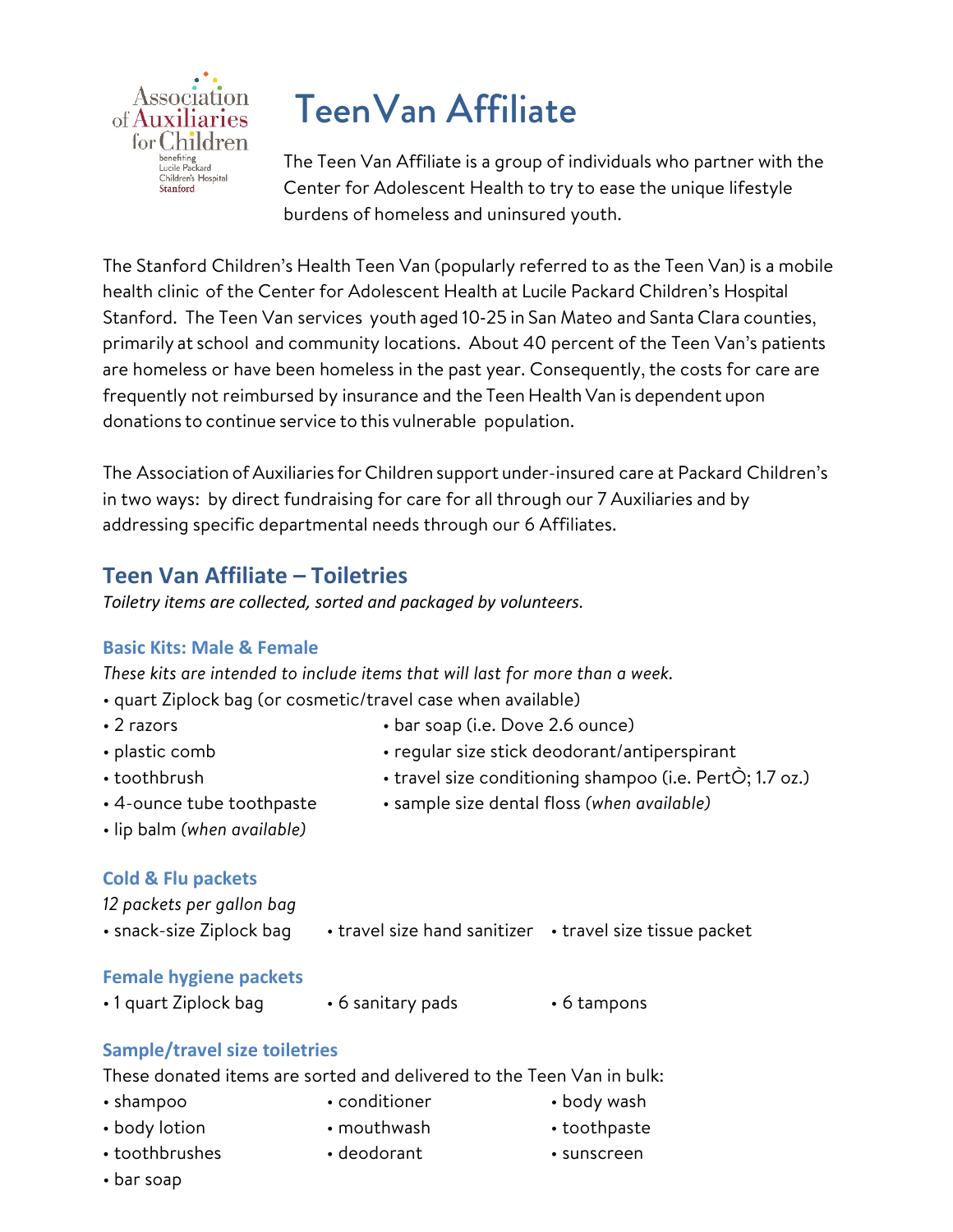Association of Auxiliaries for Children
benefiting Lucile Packard Children's Hospital Stanford

# Teen Van Affiliate

The Teen Van Affiliate is a group of individuals who partner with the Center for Adolescent Health to try to ease the unique lifestyle burdens of homeless and uninsured youth.

The Stanford Children's Health Teen Van (popularly referred to as the Teen Van) is a mobile health clinic of the Center for Adolescent Health at Lucile Packard Children's Hospital Stanford. The Teen Van services youth aged 10-25 in San Mateo and Santa Clara counties, primarily at school and community locations. About 40 percent of the Teen Van's patients are homeless or have been homeless in the past year. Consequently, the costs for care are frequently not reimbursed by insurance and the Teen Health Van is dependent upon donations to continue service to this vulnerable population.

The Association of Auxiliaries for Children support under-insured care at Packard Children's in two ways: by direct fundraising for care for all through our 7 Auxiliaries and by addressing specific departmental needs through our 6 Affiliates.

## Teen Van Affiliate – Toiletries

*Toiletry items are collected, sorted and packaged by volunteers.*

### Basic Kits: Male & Female

*These kits are intended to include items that will last for more than a week.*

- quart Ziplock bag (or cosmetic/travel case when available)
- 2 razors
- plastic comb
- toothbrush
- 4-ounce tube toothpaste
- lip balm *(when available)*
- bar soap (i.e. Dove 2.6 ounce)
- regular size stick deodorant/antiperspirant
- travel size conditioning shampoo (i.e. PertÒ; 1.7 oz.)
- sample size dental floss *(when available)*

### Cold & Flu packets

*12 packets per gallon bag*

- snack-size Ziplock bag
- travel size hand sanitizer
- travel size tissue packet

### Female hygiene packets

- 1 quart Ziplock bag
- 6 sanitary pads
- 6 tampons

### Sample/travel size toiletries

These donated items are sorted and delivered to the Teen Van in bulk:

- shampoo
- conditioner
- body wash
- body lotion
- mouthwash
- toothpaste
- toothbrushes
- deodorant
- sunscreen
- bar soap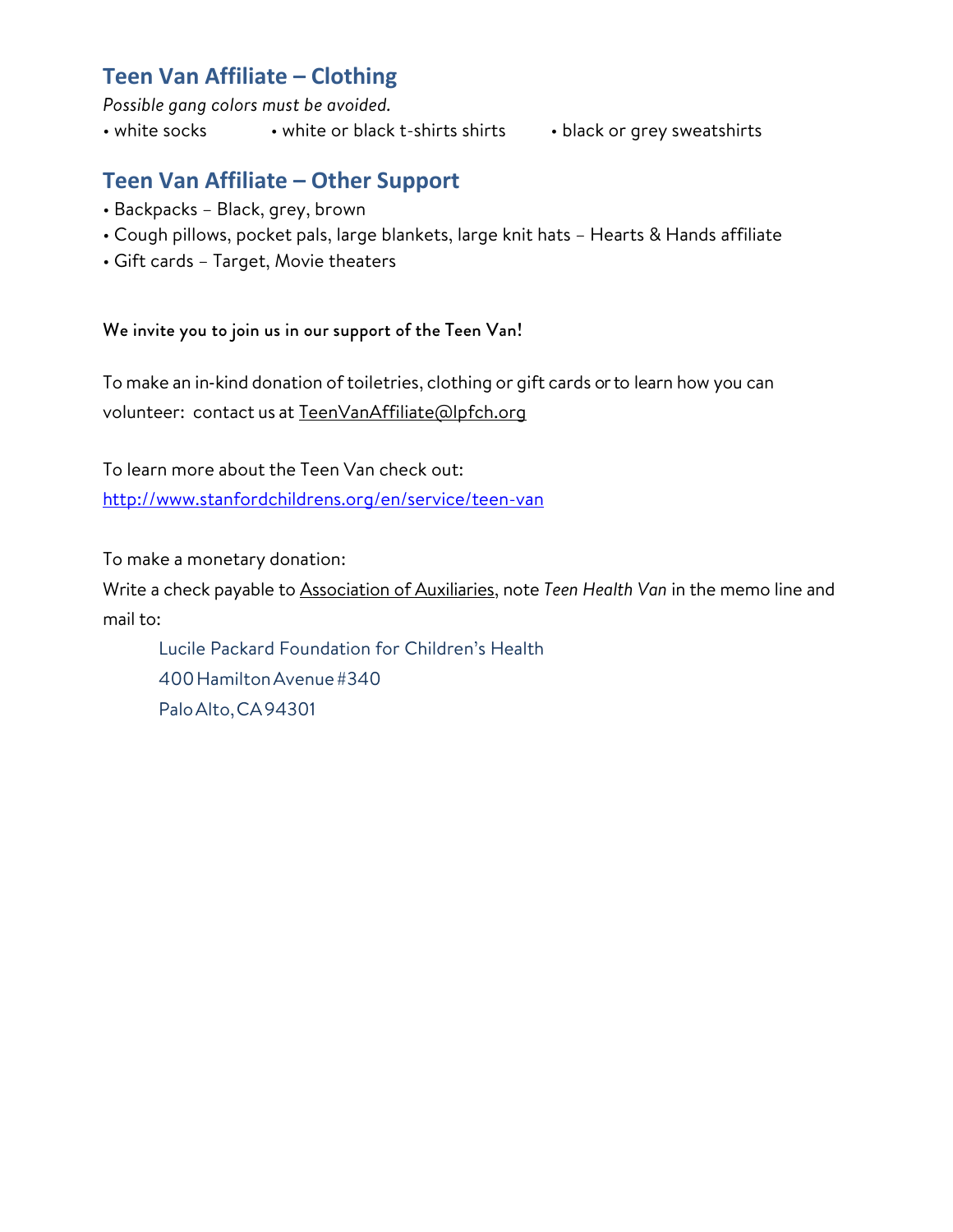## Teen Van Affiliate – Clothing

*Possible gang colors must be avoided.*

- white socks
- white or black t-shirts shirts
- black or grey sweatshirts

## Teen Van Affiliate – Other Support

- Backpacks – Black, grey, brown
- Cough pillows, pocket pals, large blankets, large knit hats – Hearts & Hands affiliate
- Gift cards – Target, Movie theaters

**We invite you to join us in our support of the Teen Van!**

To make an in-kind donation of toiletries, clothing or gift cards or to learn how you can volunteer: contact us at TeenVanAffiliate@lpfch.org

To learn more about the Teen Van check out:
http://www.stanfordchildrens.org/en/service/teen-van

To make a monetary donation:
Write a check payable to Association of Auxiliaries, note *Teen Health Van* in the memo line and mail to:

Lucile Packard Foundation for Children's Health
400 Hamilton Avenue #340
Palo Alto, CA 94301